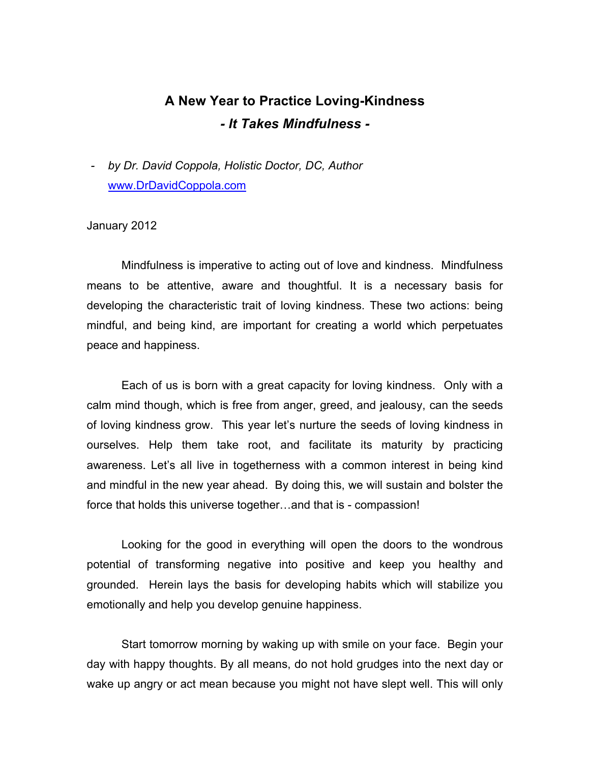# A New Year to Practice Loving-Kindness

## *- It Takes Mindfulness -*

- *by Dr. David Coppola, Holistic Doctor, DC, Author*
  www.DrDavidCoppola.com

January 2012

Mindfulness is imperative to acting out of love and kindness. Mindfulness means to be attentive, aware and thoughtful. It is a necessary basis for developing the characteristic trait of loving kindness. These two actions: being mindful, and being kind, are important for creating a world which perpetuates peace and happiness.

Each of us is born with a great capacity for loving kindness. Only with a calm mind though, which is free from anger, greed, and jealousy, can the seeds of loving kindness grow. This year let's nurture the seeds of loving kindness in ourselves. Help them take root, and facilitate its maturity by practicing awareness. Let's all live in togetherness with a common interest in being kind and mindful in the new year ahead. By doing this, we will sustain and bolster the force that holds this universe together…and that is - compassion!

Looking for the good in everything will open the doors to the wondrous potential of transforming negative into positive and keep you healthy and grounded. Herein lays the basis for developing habits which will stabilize you emotionally and help you develop genuine happiness.

Start tomorrow morning by waking up with smile on your face. Begin your day with happy thoughts. By all means, do not hold grudges into the next day or wake up angry or act mean because you might not have slept well. This will only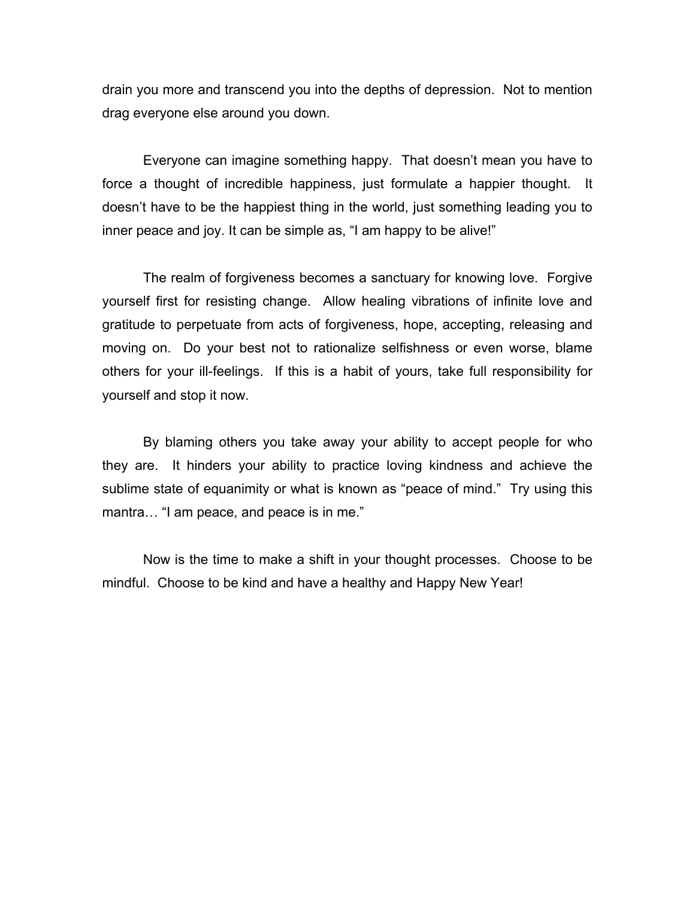drain you more and transcend you into the depths of depression.  Not to mention drag everyone else around you down.

Everyone can imagine something happy.  That doesn't mean you have to force a thought of incredible happiness, just formulate a happier thought.  It doesn't have to be the happiest thing in the world, just something leading you to inner peace and joy. It can be simple as, "I am happy to be alive!"

The realm of forgiveness becomes a sanctuary for knowing love.  Forgive yourself first for resisting change.  Allow healing vibrations of infinite love and gratitude to perpetuate from acts of forgiveness, hope, accepting, releasing and moving on.  Do your best not to rationalize selfishness or even worse, blame others for your ill-feelings.  If this is a habit of yours, take full responsibility for yourself and stop it now.

By blaming others you take away your ability to accept people for who they are.  It hinders your ability to practice loving kindness and achieve the sublime state of equanimity or what is known as "peace of mind."  Try using this mantra… "I am peace, and peace is in me."

Now is the time to make a shift in your thought processes.  Choose to be mindful.  Choose to be kind and have a healthy and Happy New Year!